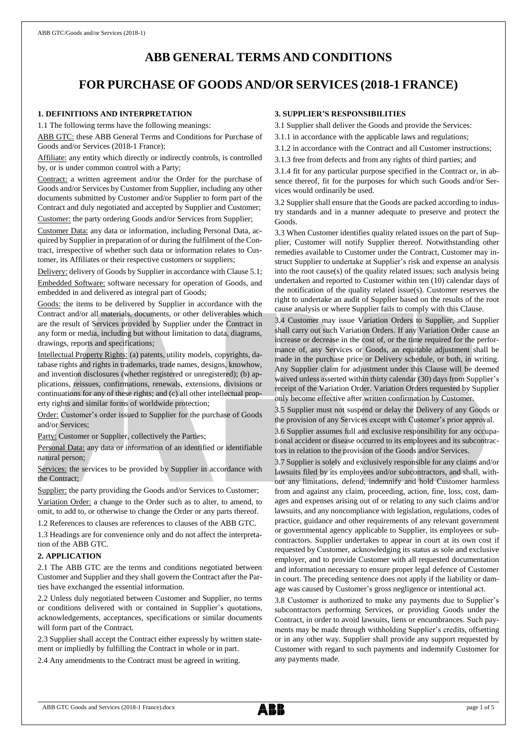# ABB GENERAL TERMS AND CONDITIONS

# FOR PURCHASE OF GOODS AND/OR SERVICES (2018-1 FRANCE)

## 1. DEFINITIONS AND INTERPRETATION

1.1 The following terms have the following meanings:

ABB GTC: these ABB General Terms and Conditions for Purchase of Goods and/or Services (2018-1 France);

Affiliate: any entity which directly or indirectly controls, is controlled by, or is under common control with a Party;

Contract: a written agreement and/or the Order for the purchase of Goods and/or Services by Customer from Supplier, including any other documents submitted by Customer and/or Supplier to form part of the Contract and duly negotiated and accepted by Supplier and Customer;

Customer: the party ordering Goods and/or Services from Supplier;

Customer Data: any data or information, including Personal Data, acquired by Supplier in preparation of or during the fulfilment of the Contract, irrespective of whether such data or information relates to Customer, its Affiliates or their respective customers or suppliers;

Delivery: delivery of Goods by Supplier in accordance with Clause 5.1;

Embedded Software: software necessary for operation of Goods, and embedded in and delivered as integral part of Goods;

Goods: the items to be delivered by Supplier in accordance with the Contract and/or all materials, documents, or other deliverables which are the result of Services provided by Supplier under the Contract in any form or media, including but without limitation to data, diagrams, drawings, reports and specifications;

Intellectual Property Rights: (a) patents, utility models, copyrights, database rights and rights in trademarks, trade names, designs, knowhow, and invention disclosures (whether registered or unregistered); (b) applications, reissues, confirmations, renewals, extensions, divisions or continuations for any of these rights; and (c) all other intellectual property rights and similar forms of worldwide protection;

Order: Customer's order issued to Supplier for the purchase of Goods and/or Services;

Party: Customer or Supplier, collectively the Parties;

Personal Data: any data or information of an identified or identifiable natural person;

Services: the services to be provided by Supplier in accordance with the Contract;

Supplier: the party providing the Goods and/or Services to Customer;

Variation Order: a change to the Order such as to alter, to amend, to omit, to add to, or otherwise to change the Order or any parts thereof.

1.2 References to clauses are references to clauses of the ABB GTC.

1.3 Headings are for convenience only and do not affect the interpretation of the ABB GTC.

## 2. APPLICATION

2.1 The ABB GTC are the terms and conditions negotiated between Customer and Supplier and they shall govern the Contract after the Parties have exchanged the essential information.

2.2 Unless duly negotiated between Customer and Supplier, no terms or conditions delivered with or contained in Supplier's quotations, acknowledgements, acceptances, specifications or similar documents will form part of the Contract.

2.3 Supplier shall accept the Contract either expressly by written statement or impliedly by fulfilling the Contract in whole or in part.

2.4 Any amendments to the Contract must be agreed in writing.

## 3. SUPPLIER'S RESPONSIBILITIES

3.1 Supplier shall deliver the Goods and provide the Services:

3.1.1 in accordance with the applicable laws and regulations;

3.1.2 in accordance with the Contract and all Customer instructions;

3.1.3 free from defects and from any rights of third parties; and

3.1.4 fit for any particular purpose specified in the Contract or, in absence thereof, fit for the purposes for which such Goods and/or Services would ordinarily be used.

3.2 Supplier shall ensure that the Goods are packed according to industry standards and in a manner adequate to preserve and protect the Goods.

3.3 When Customer identifies quality related issues on the part of Supplier, Customer will notify Supplier thereof. Notwithstanding other remedies available to Customer under the Contract, Customer may instruct Supplier to undertake at Supplier's risk and expense an analysis into the root cause(s) of the quality related issues; such analysis being undertaken and reported to Customer within ten (10) calendar days of the notification of the quality related issue(s). Customer reserves the right to undertake an audit of Supplier based on the results of the root cause analysis or where Supplier fails to comply with this Clause.

3.4 Customer may issue Variation Orders to Supplier, and Supplier shall carry out such Variation Orders. If any Variation Order cause an increase or decrease in the cost of, or the time required for the performance of, any Services or Goods, an equitable adjustment shall be made in the purchase price or Delivery schedule, or both, in writing. Any Supplier claim for adjustment under this Clause will be deemed waived unless asserted within thirty calendar (30) days from Supplier's receipt of the Variation Order. Variation Orders requested by Supplier only become effective after written confirmation by Customer.

3.5 Supplier must not suspend or delay the Delivery of any Goods or the provision of any Services except with Customer's prior approval.

3.6 Supplier assumes full and exclusive responsibility for any occupational accident or disease occurred to its employees and its subcontractors in relation to the provision of the Goods and/or Services.

3.7 Supplier is solely and exclusively responsible for any claims and/or lawsuits filed by its employees and/or subcontractors, and shall, without any limitations, defend, indemnify and hold Customer harmless from and against any claim, proceeding, action, fine, loss, cost, damages and expenses arising out of or relating to any such claims and/or lawsuits, and any noncompliance with legislation, regulations, codes of practice, guidance and other requirements of any relevant government or governmental agency applicable to Supplier, its employees or subcontractors. Supplier undertakes to appear in court at its own cost if requested by Customer, acknowledging its status as sole and exclusive employer, and to provide Customer with all requested documentation and information necessary to ensure proper legal defence of Customer in court. The preceding sentence does not apply if the liability or damage was caused by Customer's gross negligence or intentional act.

3.8 Customer is authorized to make any payments due to Supplier's subcontractors performing Services, or providing Goods under the Contract, in order to avoid lawsuits, liens or encumbrances. Such payments may be made through withholding Supplier's credits, offsetting or in any other way. Supplier shall provide any support requested by Customer with regard to such payments and indemnify Customer for any payments made.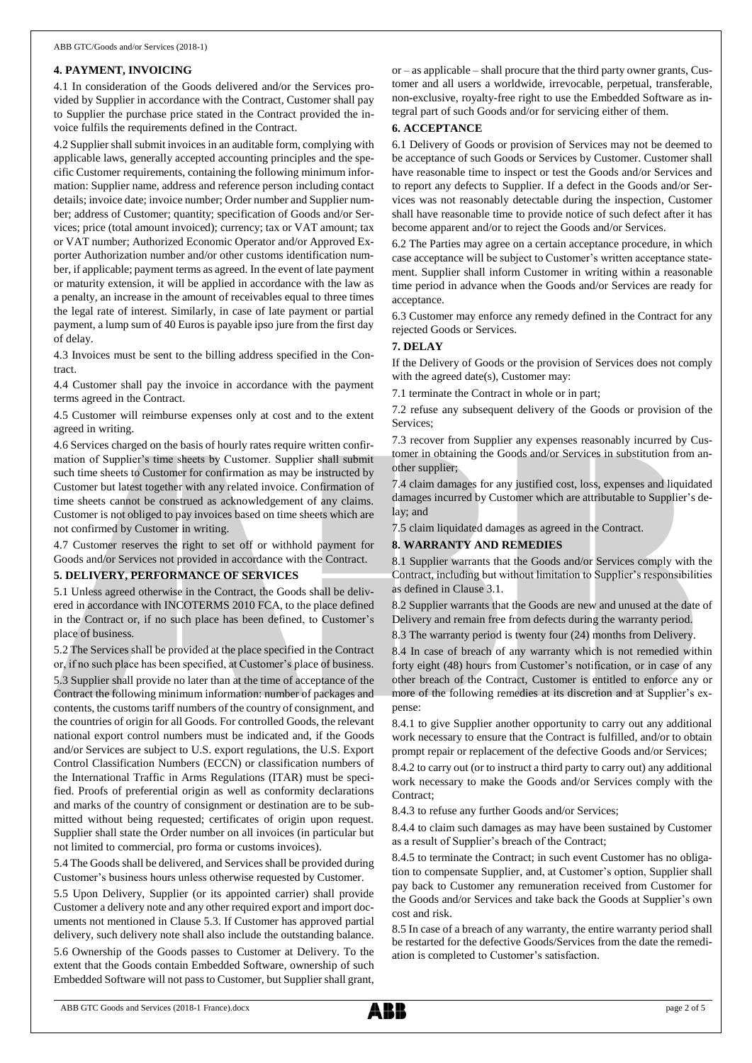## 4. PAYMENT, INVOICING

4.1 In consideration of the Goods delivered and/or the Services provided by Supplier in accordance with the Contract, Customer shall pay to Supplier the purchase price stated in the Contract provided the invoice fulfils the requirements defined in the Contract.

4.2 Supplier shall submit invoices in an auditable form, complying with applicable laws, generally accepted accounting principles and the specific Customer requirements, containing the following minimum information: Supplier name, address and reference person including contact details; invoice date; invoice number; Order number and Supplier number; address of Customer; quantity; specification of Goods and/or Services; price (total amount invoiced); currency; tax or VAT amount; tax or VAT number; Authorized Economic Operator and/or Approved Exporter Authorization number and/or other customs identification number, if applicable; payment terms as agreed. In the event of late payment or maturity extension, it will be applied in accordance with the law as a penalty, an increase in the amount of receivables equal to three times the legal rate of interest. Similarly, in case of late payment or partial payment, a lump sum of 40 Euros is payable ipso jure from the first day of delay.

4.3 Invoices must be sent to the billing address specified in the Contract.

4.4 Customer shall pay the invoice in accordance with the payment terms agreed in the Contract.

4.5 Customer will reimburse expenses only at cost and to the extent agreed in writing.

4.6 Services charged on the basis of hourly rates require written confirmation of Supplier's time sheets by Customer. Supplier shall submit such time sheets to Customer for confirmation as may be instructed by Customer but latest together with any related invoice. Confirmation of time sheets cannot be construed as acknowledgement of any claims. Customer is not obliged to pay invoices based on time sheets which are not confirmed by Customer in writing.

4.7 Customer reserves the right to set off or withhold payment for Goods and/or Services not provided in accordance with the Contract.

## 5. DELIVERY, PERFORMANCE OF SERVICES

5.1 Unless agreed otherwise in the Contract, the Goods shall be delivered in accordance with INCOTERMS 2010 FCA, to the place defined in the Contract or, if no such place has been defined, to Customer's place of business.

5.2 The Services shall be provided at the place specified in the Contract or, if no such place has been specified, at Customer's place of business.

5.3 Supplier shall provide no later than at the time of acceptance of the Contract the following minimum information: number of packages and contents, the customs tariff numbers of the country of consignment, and the countries of origin for all Goods. For controlled Goods, the relevant national export control numbers must be indicated and, if the Goods and/or Services are subject to U.S. export regulations, the U.S. Export Control Classification Numbers (ECCN) or classification numbers of the International Traffic in Arms Regulations (ITAR) must be specified. Proofs of preferential origin as well as conformity declarations and marks of the country of consignment or destination are to be submitted without being requested; certificates of origin upon request. Supplier shall state the Order number on all invoices (in particular but not limited to commercial, pro forma or customs invoices).

5.4 The Goods shall be delivered, and Services shall be provided during Customer's business hours unless otherwise requested by Customer.

5.5 Upon Delivery, Supplier (or its appointed carrier) shall provide Customer a delivery note and any other required export and import documents not mentioned in Clause 5.3. If Customer has approved partial delivery, such delivery note shall also include the outstanding balance.

5.6 Ownership of the Goods passes to Customer at Delivery. To the extent that the Goods contain Embedded Software, ownership of such Embedded Software will not pass to Customer, but Supplier shall grant, or – as applicable – shall procure that the third party owner grants, Customer and all users a worldwide, irrevocable, perpetual, transferable, non-exclusive, royalty-free right to use the Embedded Software as integral part of such Goods and/or for servicing either of them.

## 6. ACCEPTANCE

6.1 Delivery of Goods or provision of Services may not be deemed to be acceptance of such Goods or Services by Customer. Customer shall have reasonable time to inspect or test the Goods and/or Services and to report any defects to Supplier. If a defect in the Goods and/or Services was not reasonably detectable during the inspection, Customer shall have reasonable time to provide notice of such defect after it has become apparent and/or to reject the Goods and/or Services.

6.2 The Parties may agree on a certain acceptance procedure, in which case acceptance will be subject to Customer's written acceptance statement. Supplier shall inform Customer in writing within a reasonable time period in advance when the Goods and/or Services are ready for acceptance.

6.3 Customer may enforce any remedy defined in the Contract for any rejected Goods or Services.

## 7. DELAY

If the Delivery of Goods or the provision of Services does not comply with the agreed date(s), Customer may:

7.1 terminate the Contract in whole or in part;

7.2 refuse any subsequent delivery of the Goods or provision of the Services;

7.3 recover from Supplier any expenses reasonably incurred by Customer in obtaining the Goods and/or Services in substitution from another supplier;

7.4 claim damages for any justified cost, loss, expenses and liquidated damages incurred by Customer which are attributable to Supplier's delay; and

7.5 claim liquidated damages as agreed in the Contract.

## 8. WARRANTY AND REMEDIES

8.1 Supplier warrants that the Goods and/or Services comply with the Contract, including but without limitation to Supplier's responsibilities as defined in Clause 3.1.

8.2 Supplier warrants that the Goods are new and unused at the date of Delivery and remain free from defects during the warranty period.

8.3 The warranty period is twenty four (24) months from Delivery.

8.4 In case of breach of any warranty which is not remedied within forty eight (48) hours from Customer's notification, or in case of any other breach of the Contract, Customer is entitled to enforce any or more of the following remedies at its discretion and at Supplier's expense:

8.4.1 to give Supplier another opportunity to carry out any additional work necessary to ensure that the Contract is fulfilled, and/or to obtain prompt repair or replacement of the defective Goods and/or Services;

8.4.2 to carry out (or to instruct a third party to carry out) any additional work necessary to make the Goods and/or Services comply with the Contract;

8.4.3 to refuse any further Goods and/or Services;

8.4.4 to claim such damages as may have been sustained by Customer as a result of Supplier's breach of the Contract;

8.4.5 to terminate the Contract; in such event Customer has no obligation to compensate Supplier, and, at Customer's option, Supplier shall pay back to Customer any remuneration received from Customer for the Goods and/or Services and take back the Goods at Supplier's own cost and risk.

8.5 In case of a breach of any warranty, the entire warranty period shall be restarted for the defective Goods/Services from the date the remediation is completed to Customer's satisfaction.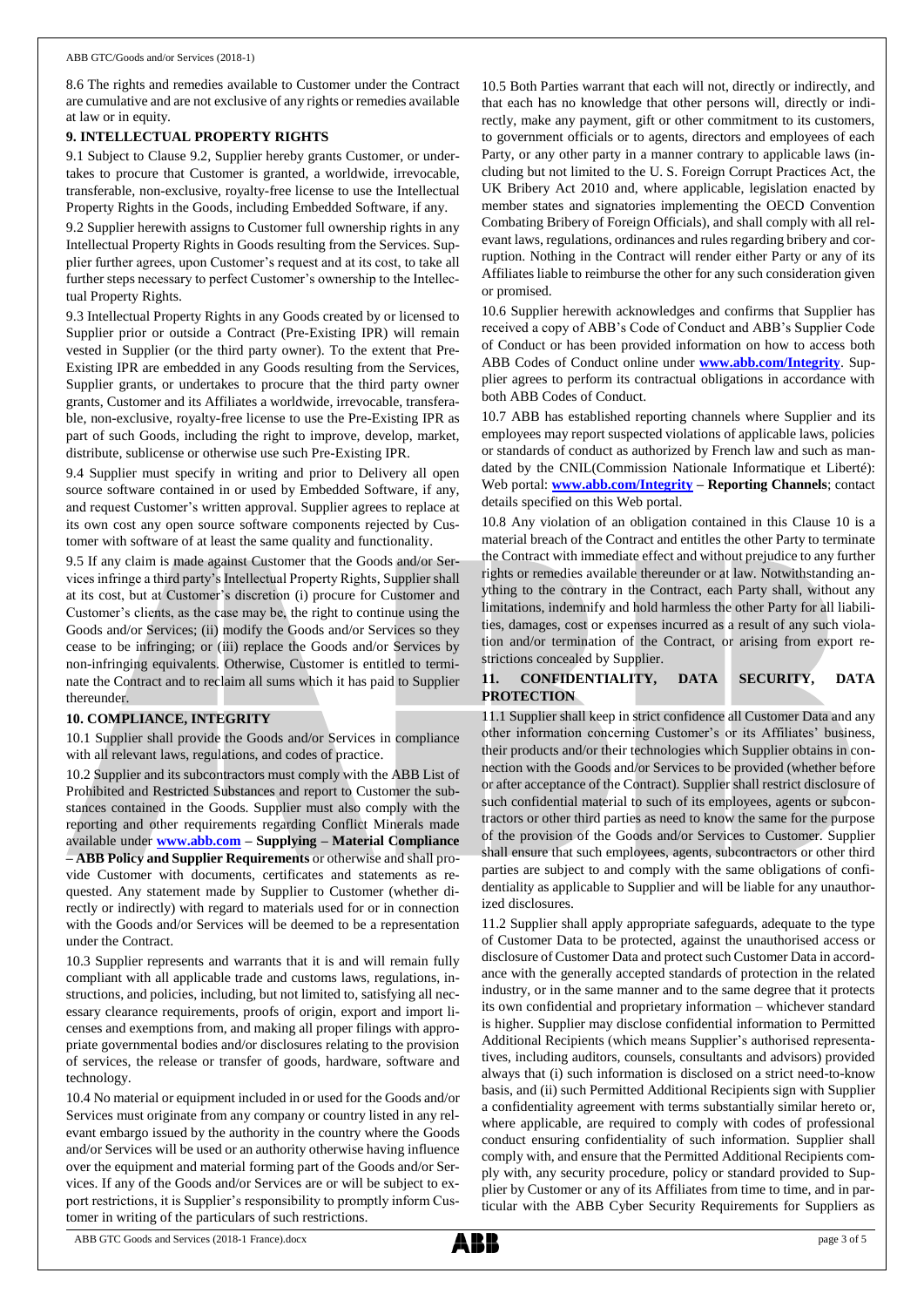8.6 The rights and remedies available to Customer under the Contract are cumulative and are not exclusive of any rights or remedies available at law or in equity.

## 9. INTELLECTUAL PROPERTY RIGHTS

9.1 Subject to Clause 9.2, Supplier hereby grants Customer, or undertakes to procure that Customer is granted, a worldwide, irrevocable, transferable, non-exclusive, royalty-free license to use the Intellectual Property Rights in the Goods, including Embedded Software, if any.

9.2 Supplier herewith assigns to Customer full ownership rights in any Intellectual Property Rights in Goods resulting from the Services. Supplier further agrees, upon Customer's request and at its cost, to take all further steps necessary to perfect Customer's ownership to the Intellectual Property Rights.

9.3 Intellectual Property Rights in any Goods created by or licensed to Supplier prior or outside a Contract (Pre-Existing IPR) will remain vested in Supplier (or the third party owner). To the extent that Pre-Existing IPR are embedded in any Goods resulting from the Services, Supplier grants, or undertakes to procure that the third party owner grants, Customer and its Affiliates a worldwide, irrevocable, transferable, non-exclusive, royalty-free license to use the Pre-Existing IPR as part of such Goods, including the right to improve, develop, market, distribute, sublicense or otherwise use such Pre-Existing IPR.

9.4 Supplier must specify in writing and prior to Delivery all open source software contained in or used by Embedded Software, if any, and request Customer's written approval. Supplier agrees to replace at its own cost any open source software components rejected by Customer with software of at least the same quality and functionality.

9.5 If any claim is made against Customer that the Goods and/or Services infringe a third party's Intellectual Property Rights, Supplier shall at its cost, but at Customer's discretion (i) procure for Customer and Customer's clients, as the case may be, the right to continue using the Goods and/or Services; (ii) modify the Goods and/or Services so they cease to be infringing; or (iii) replace the Goods and/or Services by non-infringing equivalents. Otherwise, Customer is entitled to terminate the Contract and to reclaim all sums which it has paid to Supplier thereunder.

## 10. COMPLIANCE, INTEGRITY

10.1 Supplier shall provide the Goods and/or Services in compliance with all relevant laws, regulations, and codes of practice.

10.2 Supplier and its subcontractors must comply with the ABB List of Prohibited and Restricted Substances and report to Customer the substances contained in the Goods. Supplier must also comply with the reporting and other requirements regarding Conflict Minerals made available under **www.abb.com – Supplying – Material Compliance – ABB Policy and Supplier Requirements** or otherwise and shall provide Customer with documents, certificates and statements as requested. Any statement made by Supplier to Customer (whether directly or indirectly) with regard to materials used for or in connection with the Goods and/or Services will be deemed to be a representation under the Contract.

10.3 Supplier represents and warrants that it is and will remain fully compliant with all applicable trade and customs laws, regulations, instructions, and policies, including, but not limited to, satisfying all necessary clearance requirements, proofs of origin, export and import licenses and exemptions from, and making all proper filings with appropriate governmental bodies and/or disclosures relating to the provision of services, the release or transfer of goods, hardware, software and technology.

10.4 No material or equipment included in or used for the Goods and/or Services must originate from any company or country listed in any relevant embargo issued by the authority in the country where the Goods and/or Services will be used or an authority otherwise having influence over the equipment and material forming part of the Goods and/or Services. If any of the Goods and/or Services are or will be subject to export restrictions, it is Supplier's responsibility to promptly inform Customer in writing of the particulars of such restrictions.

10.5 Both Parties warrant that each will not, directly or indirectly, and that each has no knowledge that other persons will, directly or indirectly, make any payment, gift or other commitment to its customers, to government officials or to agents, directors and employees of each Party, or any other party in a manner contrary to applicable laws (including but not limited to the U. S. Foreign Corrupt Practices Act, the UK Bribery Act 2010 and, where applicable, legislation enacted by member states and signatories implementing the OECD Convention Combating Bribery of Foreign Officials), and shall comply with all relevant laws, regulations, ordinances and rules regarding bribery and corruption. Nothing in the Contract will render either Party or any of its Affiliates liable to reimburse the other for any such consideration given or promised.

10.6 Supplier herewith acknowledges and confirms that Supplier has received a copy of ABB's Code of Conduct and ABB's Supplier Code of Conduct or has been provided information on how to access both ABB Codes of Conduct online under **www.abb.com/Integrity**. Supplier agrees to perform its contractual obligations in accordance with both ABB Codes of Conduct.

10.7 ABB has established reporting channels where Supplier and its employees may report suspected violations of applicable laws, policies or standards of conduct as authorized by French law and such as mandated by the CNIL(Commission Nationale Informatique et Liberté): Web portal: **www.abb.com/Integrity – Reporting Channels**; contact details specified on this Web portal.

10.8 Any violation of an obligation contained in this Clause 10 is a material breach of the Contract and entitles the other Party to terminate the Contract with immediate effect and without prejudice to any further rights or remedies available thereunder or at law. Notwithstanding anything to the contrary in the Contract, each Party shall, without any limitations, indemnify and hold harmless the other Party for all liabilities, damages, cost or expenses incurred as a result of any such violation and/or termination of the Contract, or arising from export restrictions concealed by Supplier.

## 11. CONFIDENTIALITY, DATA SECURITY, DATA PROTECTION

11.1 Supplier shall keep in strict confidence all Customer Data and any other information concerning Customer's or its Affiliates' business, their products and/or their technologies which Supplier obtains in connection with the Goods and/or Services to be provided (whether before or after acceptance of the Contract). Supplier shall restrict disclosure of such confidential material to such of its employees, agents or subcontractors or other third parties as need to know the same for the purpose of the provision of the Goods and/or Services to Customer. Supplier shall ensure that such employees, agents, subcontractors or other third parties are subject to and comply with the same obligations of confidentiality as applicable to Supplier and will be liable for any unauthorized disclosures.

11.2 Supplier shall apply appropriate safeguards, adequate to the type of Customer Data to be protected, against the unauthorised access or disclosure of Customer Data and protect such Customer Data in accordance with the generally accepted standards of protection in the related industry, or in the same manner and to the same degree that it protects its own confidential and proprietary information – whichever standard is higher. Supplier may disclose confidential information to Permitted Additional Recipients (which means Supplier's authorised representatives, including auditors, counsels, consultants and advisors) provided always that (i) such information is disclosed on a strict need-to-know basis, and (ii) such Permitted Additional Recipients sign with Supplier a confidentiality agreement with terms substantially similar hereto or, where applicable, are required to comply with codes of professional conduct ensuring confidentiality of such information. Supplier shall comply with, and ensure that the Permitted Additional Recipients comply with, any security procedure, policy or standard provided to Supplier by Customer or any of its Affiliates from time to time, and in particular with the ABB Cyber Security Requirements for Suppliers as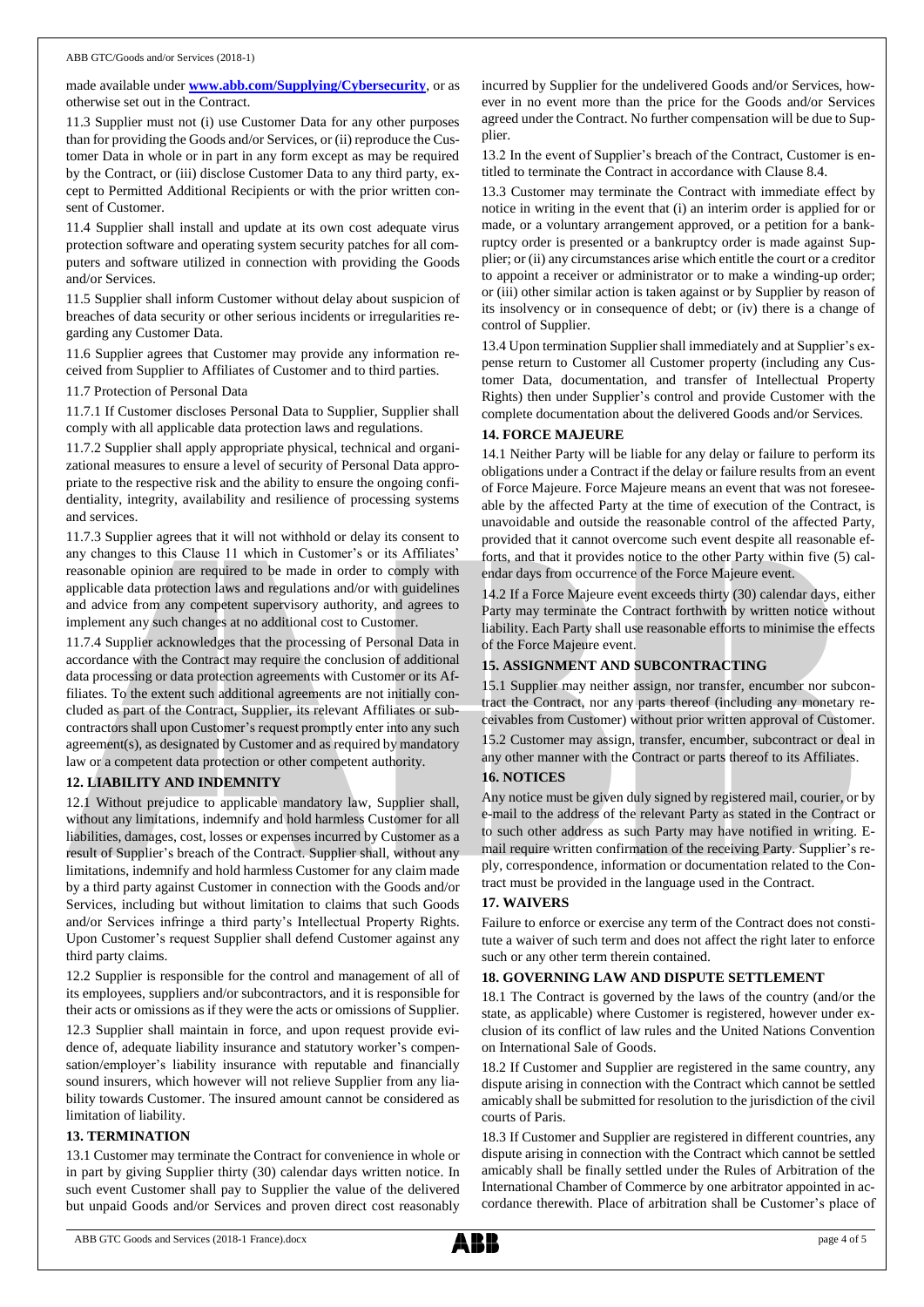made available under **www.abb.com/Supplying/Cybersecurity**, or as otherwise set out in the Contract.

11.3 Supplier must not (i) use Customer Data for any other purposes than for providing the Goods and/or Services, or (ii) reproduce the Customer Data in whole or in part in any form except as may be required by the Contract, or (iii) disclose Customer Data to any third party, except to Permitted Additional Recipients or with the prior written consent of Customer.

11.4 Supplier shall install and update at its own cost adequate virus protection software and operating system security patches for all computers and software utilized in connection with providing the Goods and/or Services.

11.5 Supplier shall inform Customer without delay about suspicion of breaches of data security or other serious incidents or irregularities regarding any Customer Data.

11.6 Supplier agrees that Customer may provide any information received from Supplier to Affiliates of Customer and to third parties.

11.7 Protection of Personal Data

11.7.1 If Customer discloses Personal Data to Supplier, Supplier shall comply with all applicable data protection laws and regulations.

11.7.2 Supplier shall apply appropriate physical, technical and organizational measures to ensure a level of security of Personal Data appropriate to the respective risk and the ability to ensure the ongoing confidentiality, integrity, availability and resilience of processing systems and services.

11.7.3 Supplier agrees that it will not withhold or delay its consent to any changes to this Clause 11 which in Customer's or its Affiliates' reasonable opinion are required to be made in order to comply with applicable data protection laws and regulations and/or with guidelines and advice from any competent supervisory authority, and agrees to implement any such changes at no additional cost to Customer.

11.7.4 Supplier acknowledges that the processing of Personal Data in accordance with the Contract may require the conclusion of additional data processing or data protection agreements with Customer or its Affiliates. To the extent such additional agreements are not initially concluded as part of the Contract, Supplier, its relevant Affiliates or subcontractors shall upon Customer's request promptly enter into any such agreement(s), as designated by Customer and as required by mandatory law or a competent data protection or other competent authority.

## 12. LIABILITY AND INDEMNITY

12.1 Without prejudice to applicable mandatory law, Supplier shall, without any limitations, indemnify and hold harmless Customer for all liabilities, damages, cost, losses or expenses incurred by Customer as a result of Supplier's breach of the Contract. Supplier shall, without any limitations, indemnify and hold harmless Customer for any claim made by a third party against Customer in connection with the Goods and/or Services, including but without limitation to claims that such Goods and/or Services infringe a third party's Intellectual Property Rights. Upon Customer's request Supplier shall defend Customer against any third party claims.

12.2 Supplier is responsible for the control and management of all of its employees, suppliers and/or subcontractors, and it is responsible for their acts or omissions as if they were the acts or omissions of Supplier.

12.3 Supplier shall maintain in force, and upon request provide evidence of, adequate liability insurance and statutory worker's compensation/employer's liability insurance with reputable and financially sound insurers, which however will not relieve Supplier from any liability towards Customer. The insured amount cannot be considered as limitation of liability.

## 13. TERMINATION

13.1 Customer may terminate the Contract for convenience in whole or in part by giving Supplier thirty (30) calendar days written notice. In such event Customer shall pay to Supplier the value of the delivered but unpaid Goods and/or Services and proven direct cost reasonably incurred by Supplier for the undelivered Goods and/or Services, however in no event more than the price for the Goods and/or Services agreed under the Contract. No further compensation will be due to Supplier.

13.2 In the event of Supplier's breach of the Contract, Customer is entitled to terminate the Contract in accordance with Clause 8.4.

13.3 Customer may terminate the Contract with immediate effect by notice in writing in the event that (i) an interim order is applied for or made, or a voluntary arrangement approved, or a petition for a bankruptcy order is presented or a bankruptcy order is made against Supplier; or (ii) any circumstances arise which entitle the court or a creditor to appoint a receiver or administrator or to make a winding-up order; or (iii) other similar action is taken against or by Supplier by reason of its insolvency or in consequence of debt; or (iv) there is a change of control of Supplier.

13.4 Upon termination Supplier shall immediately and at Supplier's expense return to Customer all Customer property (including any Customer Data, documentation, and transfer of Intellectual Property Rights) then under Supplier's control and provide Customer with the complete documentation about the delivered Goods and/or Services.

## 14. FORCE MAJEURE

14.1 Neither Party will be liable for any delay or failure to perform its obligations under a Contract if the delay or failure results from an event of Force Majeure. Force Majeure means an event that was not foreseeable by the affected Party at the time of execution of the Contract, is unavoidable and outside the reasonable control of the affected Party, provided that it cannot overcome such event despite all reasonable efforts, and that it provides notice to the other Party within five (5) calendar days from occurrence of the Force Majeure event.

14.2 If a Force Majeure event exceeds thirty (30) calendar days, either Party may terminate the Contract forthwith by written notice without liability. Each Party shall use reasonable efforts to minimise the effects of the Force Majeure event.

## 15. ASSIGNMENT AND SUBCONTRACTING

15.1 Supplier may neither assign, nor transfer, encumber nor subcontract the Contract, nor any parts thereof (including any monetary receivables from Customer) without prior written approval of Customer.

15.2 Customer may assign, transfer, encumber, subcontract or deal in any other manner with the Contract or parts thereof to its Affiliates.

## 16. NOTICES

Any notice must be given duly signed by registered mail, courier, or by e-mail to the address of the relevant Party as stated in the Contract or to such other address as such Party may have notified in writing. E-mail require written confirmation of the receiving Party. Supplier's reply, correspondence, information or documentation related to the Contract must be provided in the language used in the Contract.

## 17. WAIVERS

Failure to enforce or exercise any term of the Contract does not constitute a waiver of such term and does not affect the right later to enforce such or any other term therein contained.

## 18. GOVERNING LAW AND DISPUTE SETTLEMENT

18.1 The Contract is governed by the laws of the country (and/or the state, as applicable) where Customer is registered, however under exclusion of its conflict of law rules and the United Nations Convention on International Sale of Goods.

18.2 If Customer and Supplier are registered in the same country, any dispute arising in connection with the Contract which cannot be settled amicably shall be submitted for resolution to the jurisdiction of the civil courts of Paris.

18.3 If Customer and Supplier are registered in different countries, any dispute arising in connection with the Contract which cannot be settled amicably shall be finally settled under the Rules of Arbitration of the International Chamber of Commerce by one arbitrator appointed in accordance therewith. Place of arbitration shall be Customer's place of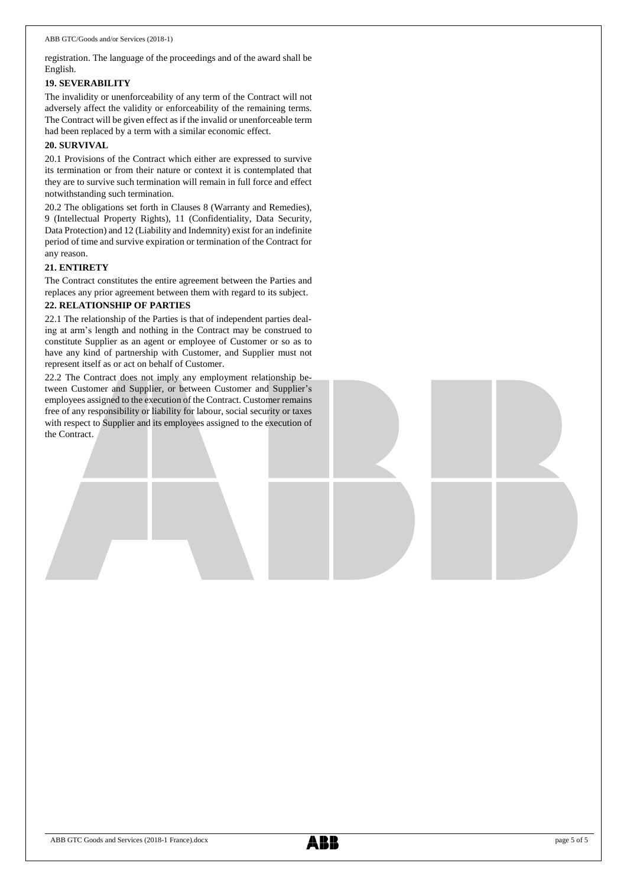registration. The language of the proceedings and of the award shall be English.

## 19. SEVERABILITY

The invalidity or unenforceability of any term of the Contract will not adversely affect the validity or enforceability of the remaining terms. The Contract will be given effect as if the invalid or unenforceable term had been replaced by a term with a similar economic effect.

## 20. SURVIVAL

20.1 Provisions of the Contract which either are expressed to survive its termination or from their nature or context it is contemplated that they are to survive such termination will remain in full force and effect notwithstanding such termination.

20.2 The obligations set forth in Clauses 8 (Warranty and Remedies), 9 (Intellectual Property Rights), 11 (Confidentiality, Data Security, Data Protection) and 12 (Liability and Indemnity) exist for an indefinite period of time and survive expiration or termination of the Contract for any reason.

## 21. ENTIRETY

The Contract constitutes the entire agreement between the Parties and replaces any prior agreement between them with regard to its subject.

## 22. RELATIONSHIP OF PARTIES

22.1 The relationship of the Parties is that of independent parties dealing at arm's length and nothing in the Contract may be construed to constitute Supplier as an agent or employee of Customer or so as to have any kind of partnership with Customer, and Supplier must not represent itself as or act on behalf of Customer.

22.2 The Contract does not imply any employment relationship between Customer and Supplier, or between Customer and Supplier's employees assigned to the execution of the Contract. Customer remains free of any responsibility or liability for labour, social security or taxes with respect to Supplier and its employees assigned to the execution of the Contract.